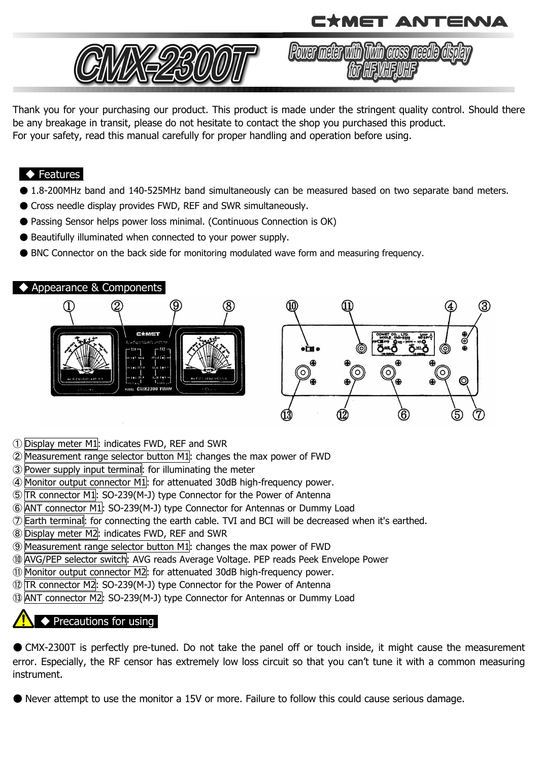# CMX-2300T

## Power meter with Twin cross needle display for HF,VHF,UHF

Thank you for your purchasing our product. This product is made under the stringent quality control. Should there be any breakage in transit, please do not hesitate to contact the shop you purchased this product.
For your safety, read this manual carefully for proper handling and operation before using.

### ◆ Features

- 1.8-200MHz band and 140-525MHz band simultaneously can be measured based on two separate band meters.
- Cross needle display provides FWD, REF and SWR simultaneously.
- Passing Sensor helps power loss minimal. (Continuous Connection is OK)
- Beautifully illuminated when connected to your power supply.
- BNC Connector on the back side for monitoring modulated wave form and measuring frequency.

### ◆ Appearance & Components

① Display meter M1: indicates FWD, REF and SWR
② Measurement range selector button M1: changes the max power of FWD
③ Power supply input terminal: for illuminating the meter
④ Monitor output connector M1: for attenuated 30dB high-frequency power.
⑤ TR connector M1: SO-239(M-J) type Connector for the Power of Antenna
⑥ ANT connector M1: SO-239(M-J) type Connector for Antennas or Dummy Load
⑦ Earth terminal: for connecting the earth cable. TVI and BCI will be decreased when it's earthed.
⑧ Display meter M2: indicates FWD, REF and SWR
⑨ Measurement range selector button M1: changes the max power of FWD
⑩ AVG/PEP selector switch: AVG reads Average Voltage. PEP reads Peek Envelope Power
⑪ Monitor output connector M2: for attenuated 30dB high-frequency power.
⑫ TR connector M2: SO-239(M-J) type Connector for the Power of Antenna
⑬ ANT connector M2: SO-239(M-J) type Connector for Antennas or Dummy Load

### ◆ Precautions for using

- CMX-2300T is perfectly pre-tuned. Do not take the panel off or touch inside, it might cause the measurement error. Especially, the RF censor has extremely low loss circuit so that you can't tune it with a common measuring instrument.

- Never attempt to use the monitor a 15V or more. Failure to follow this could cause serious damage.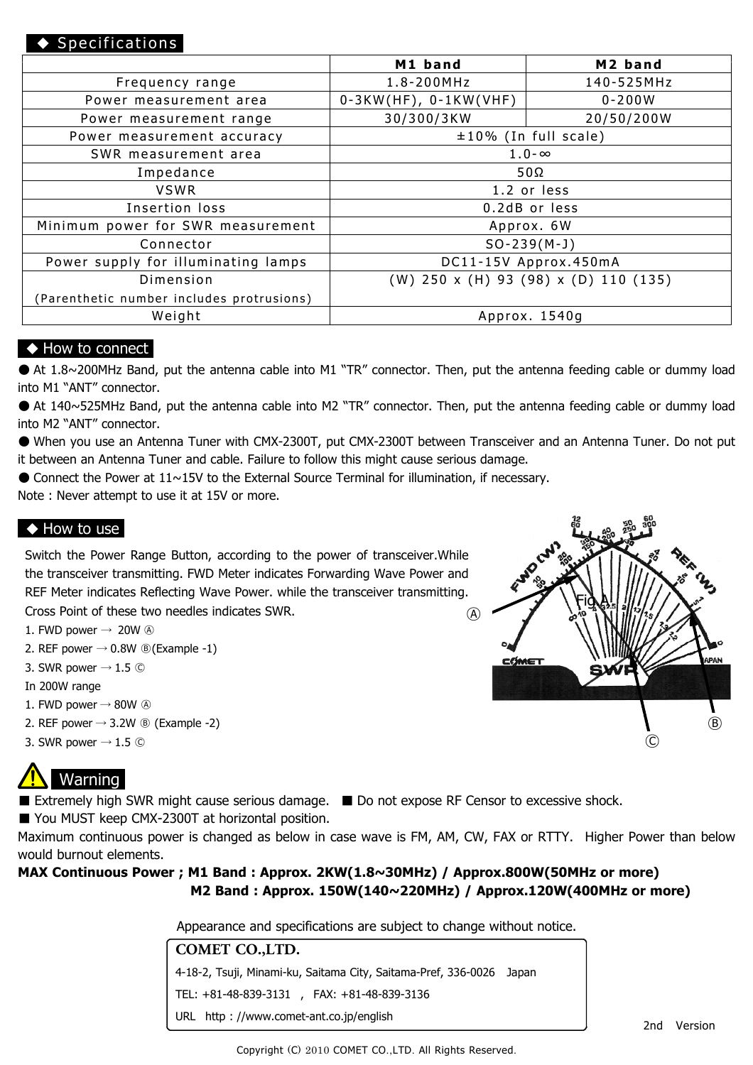## ◆ Specifications

| | M1 band | M2 band |
|---|---|---|
| Frequency range | 1.8-200MHz | 140-525MHz |
| Power measurement area | 0-3KW(HF), 0-1KW(VHF) | 0-200W |
| Power measurement range | 30/300/3KW | 20/50/200W |
| Power measurement accuracy | ±10% (In full scale) | |
| SWR measurement area | 1.0-∞ | |
| Impedance | 50Ω | |
| VSWR | 1.2 or less | |
| Insertion loss | 0.2dB or less | |
| Minimum power for SWR measurement | Approx. 6W | |
| Connector | SO-239(M-J) | |
| Power supply for illuminating lamps | DC11-15V Approx.450mA | |
| Dimension (Parenthetic number includes protrusions) | (W) 250 x (H) 93 (98) x (D) 110 (135) | |
| Weight | Approx. 1540g | |

## ◆ How to connect

● At 1.8~200MHz Band, put the antenna cable into M1 "TR" connector. Then, put the antenna feeding cable or dummy load into M1 "ANT" connector.

● At 140~525MHz Band, put the antenna cable into M2 "TR" connector. Then, put the antenna feeding cable or dummy load into M2 "ANT" connector.

● When you use an Antenna Tuner with CMX-2300T, put CMX-2300T between Transceiver and an Antenna Tuner. Do not put it between an Antenna Tuner and cable. Failure to follow this might cause serious damage.

● Connect the Power at 11~15V to the External Source Terminal for illumination, if necessary.

Note : Never attempt to use it at 15V or more.

## ◆ How to use

Switch the Power Range Button, according to the power of transceiver.While the transceiver transmitting. FWD Meter indicates Forwarding Wave Power and REF Meter indicates Reflecting Wave Power. while the transceiver transmitting. Cross Point of these two needles indicates SWR.

1. FWD power → 20W Ⓐ
2. REF power → 0.8W Ⓑ(Example -1)
3. SWR power → 1.5 Ⓒ

In 200W range

1. FWD power → 80W Ⓐ
2. REF power → 3.2W Ⓑ (Example -2)
3. SWR power → 1.5 Ⓒ

FWD (W)
REF (W)
SWR
COMET
JAPAN
Fig.A
Ⓐ
Ⓑ
Ⓒ

## Warning

■ Extremely high SWR might cause serious damage. ■ Do not expose RF Censor to excessive shock.

■ You MUST keep CMX-2300T at horizontal position.

Maximum continuous power is changed as below in case wave is FM, AM, CW, FAX or RTTY. Higher Power than below would burnout elements.

**MAX Continuous Power ; M1 Band : Approx. 2KW(1.8~30MHz) / Approx.800W(50MHz or more)**

**M2 Band : Approx. 150W(140~220MHz) / Approx.120W(400MHz or more)**

Appearance and specifications are subject to change without notice.

**COMET CO.,LTD.**

4-18-2, Tsuji, Minami-ku, Saitama City, Saitama-Pref, 336-0026 Japan

TEL: +81-48-839-3131 , FAX: +81-48-839-3136

URL http : //www.comet-ant.co.jp/english

2nd Version

Copyright (C) 2010 COMET CO.,LTD. All Rights Reserved.